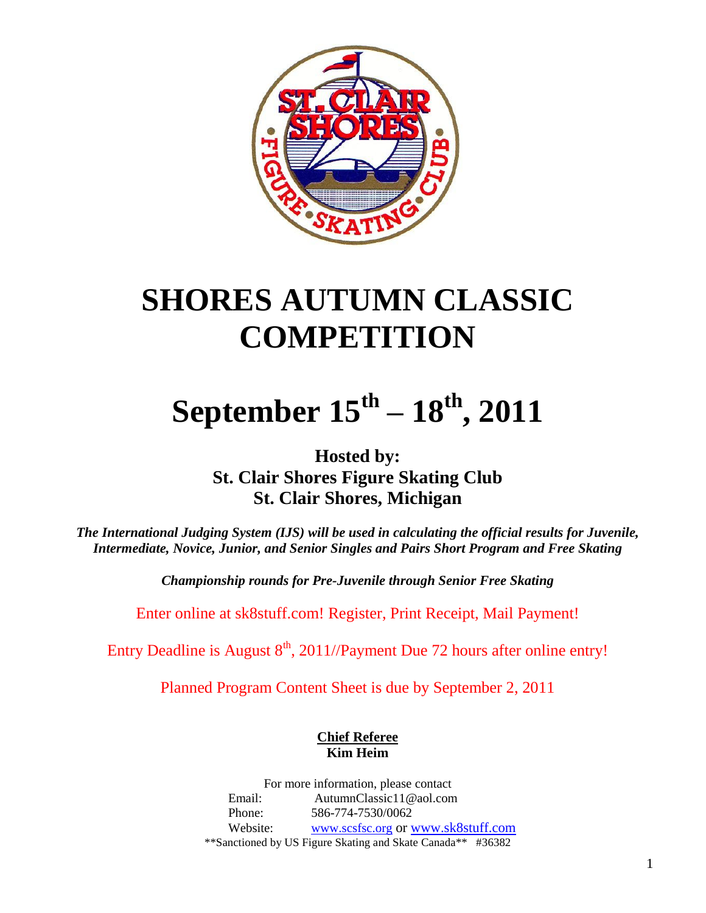# SHORES AUTUMN CLASSIC COMPETITION

# September 15th – 18th, 2011

**Hosted by:**
**St. Clair Shores Figure Skating Club**
**St. Clair Shores, Michigan**

***The International Judging System (IJS) will be used in calculating the official results for Juvenile, Intermediate, Novice, Junior, and Senior Singles and Pairs Short Program and Free Skating***

***Championship rounds for Pre-Juvenile through Senior Free Skating***

Enter online at sk8stuff.com! Register, Print Receipt, Mail Payment!

Entry Deadline is August 8th, 2011//Payment Due 72 hours after online entry!

Planned Program Content Sheet is due by September 2, 2011

**Chief Referee**
**Kim Heim**

For more information, please contact
Email: AutumnClassic11@aol.com
Phone: 586-774-7530/0062
Website: www.scsfsc.org or www.sk8stuff.com

**Sanctioned by US Figure Skating and Skate Canada** #36382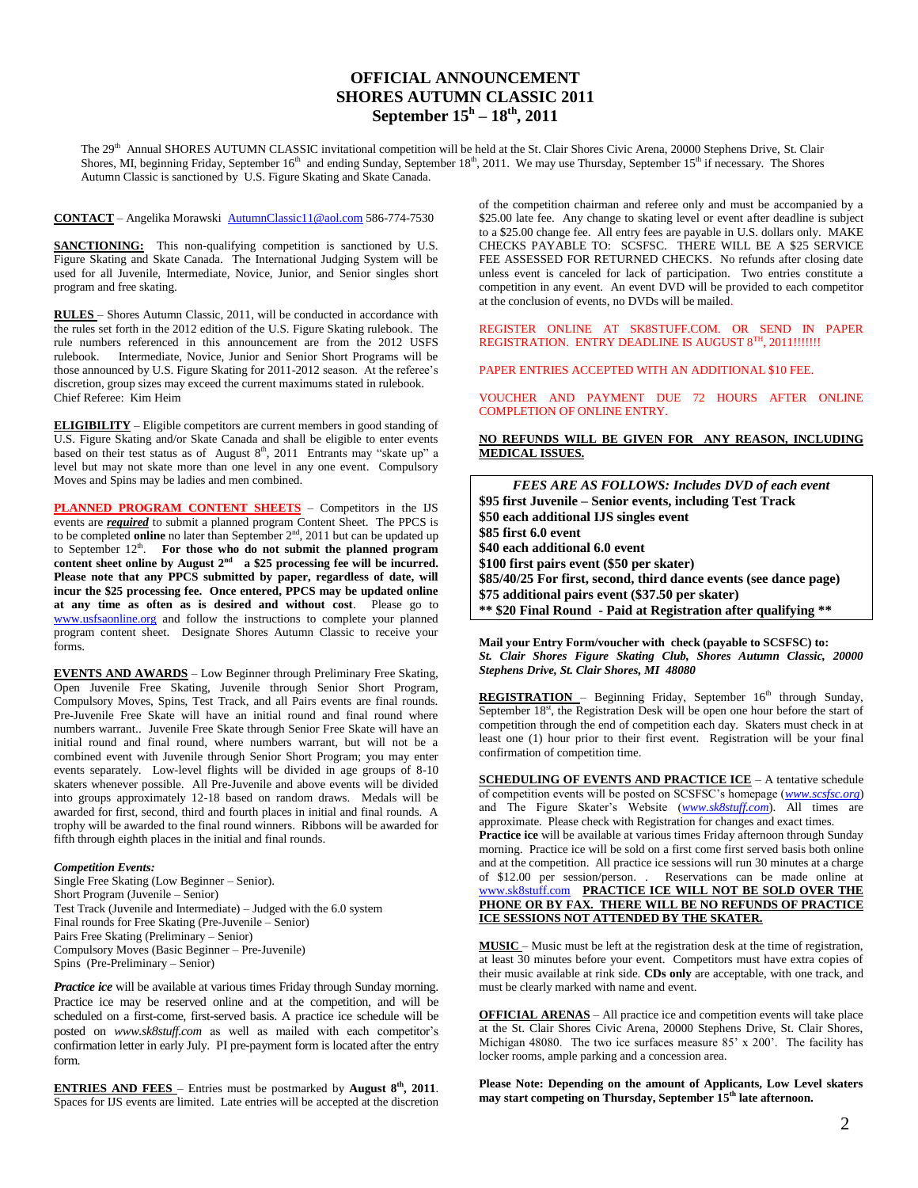# OFFICIAL ANNOUNCEMENT
# SHORES AUTUMN CLASSIC 2011
# September 15h – 18th, 2011

The 29th Annual SHORES AUTUMN CLASSIC invitational competition will be held at the St. Clair Shores Civic Arena, 20000 Stephens Drive, St. Clair Shores, MI, beginning Friday, September 16th and ending Sunday, September 18th, 2011. We may use Thursday, September 15th if necessary. The Shores Autumn Classic is sanctioned by U.S. Figure Skating and Skate Canada.

**CONTACT** – Angelika Morawski AutumnClassic11@aol.com 586-774-7530

**SANCTIONING:** This non-qualifying competition is sanctioned by U.S. Figure Skating and Skate Canada. The International Judging System will be used for all Juvenile, Intermediate, Novice, Junior, and Senior singles short program and free skating.

**RULES** – Shores Autumn Classic, 2011, will be conducted in accordance with the rules set forth in the 2012 edition of the U.S. Figure Skating rulebook. The rule numbers referenced in this announcement are from the 2012 USFS rulebook. Intermediate, Novice, Junior and Senior Short Programs will be those announced by U.S. Figure Skating for 2011-2012 season. At the referee's discretion, group sizes may exceed the current maximums stated in rulebook. Chief Referee: Kim Heim

**ELIGIBILITY** – Eligible competitors are current members in good standing of U.S. Figure Skating and/or Skate Canada and shall be eligible to enter events based on their test status as of August 8th, 2011 Entrants may "skate up" a level but may not skate more than one level in any one event. Compulsory Moves and Spins may be ladies and men combined.

**PLANNED PROGRAM CONTENT SHEETS** – Competitors in the IJS events are ***required*** to submit a planned program Content Sheet. The PPCS is to be completed **online** no later than September 2nd, 2011 but can be updated up to September 12th. **For those who do not submit the planned program content sheet online by August 2nd a $25 processing fee will be incurred. Please note that any PPCS submitted by paper, regardless of date, will incur the $25 processing fee. Once entered, PPCS may be updated online at any time as often as is desired and without cost**. Please go to www.usfsaonline.org and follow the instructions to complete your planned program content sheet. Designate Shores Autumn Classic to receive your forms.

**EVENTS AND AWARDS** – Low Beginner through Preliminary Free Skating, Open Juvenile Free Skating, Juvenile through Senior Short Program, Compulsory Moves, Spins, Test Track, and all Pairs events are final rounds. Pre-Juvenile Free Skate will have an initial round and final round where numbers warrant.. Juvenile Free Skate through Senior Free Skate will have an initial round and final round, where numbers warrant, but will not be a combined event with Juvenile through Senior Short Program; you may enter events separately. Low-level flights will be divided in age groups of 8-10 skaters whenever possible. All Pre-Juvenile and above events will be divided into groups approximately 12-18 based on random draws. Medals will be awarded for first, second, third and fourth places in initial and final rounds. A trophy will be awarded to the final round winners. Ribbons will be awarded for fifth through eighth places in the initial and final rounds.

***Competition Events:***

Single Free Skating (Low Beginner – Senior).
Short Program (Juvenile – Senior)
Test Track (Juvenile and Intermediate) – Judged with the 6.0 system
Final rounds for Free Skating (Pre-Juvenile – Senior)
Pairs Free Skating (Preliminary – Senior)
Compulsory Moves (Basic Beginner – Pre-Juvenile)
Spins (Pre-Preliminary – Senior)

***Practice ice*** will be available at various times Friday through Sunday morning. Practice ice may be reserved online and at the competition, and will be scheduled on a first-come, first-served basis. A practice ice schedule will be posted on *www.sk8stuff.com* as well as mailed with each competitor's confirmation letter in early July. PI pre-payment form is located after the entry form.

**ENTRIES AND FEES** – Entries must be postmarked by **August 8th, 2011**. Spaces for IJS events are limited. Late entries will be accepted at the discretion of the competition chairman and referee only and must be accompanied by a $25.00 late fee. Any change to skating level or event after deadline is subject to a $25.00 change fee. All entry fees are payable in U.S. dollars only. MAKE CHECKS PAYABLE TO: SCSFSC. THERE WILL BE A $25 SERVICE FEE ASSESSED FOR RETURNED CHECKS. No refunds after closing date unless event is canceled for lack of participation. Two entries constitute a competition in any event. An event DVD will be provided to each competitor at the conclusion of events, no DVDs will be mailed.

REGISTER ONLINE AT SK8STUFF.COM. OR SEND IN PAPER REGISTRATION. ENTRY DEADLINE IS AUGUST 8TH, 2011!!!!!!!

PAPER ENTRIES ACCEPTED WITH AN ADDITIONAL $10 FEE.

VOUCHER AND PAYMENT DUE 72 HOURS AFTER ONLINE COMPLETION OF ONLINE ENTRY.

**NO REFUNDS WILL BE GIVEN FOR ANY REASON, INCLUDING MEDICAL ISSUES.**

***FEES ARE AS FOLLOWS: Includes DVD of each event***
**$95 first Juvenile – Senior events, including Test Track**
**$50 each additional IJS singles event**
**$85 first 6.0 event**
**$40 each additional 6.0 event**
**$100 first pairs event ($50 per skater)**
**$85/40/25 For first, second, third dance events (see dance page)**
**$75 additional pairs event ($37.50 per skater)**
**** $20 Final Round - Paid at Registration after qualifying ****

**Mail your Entry Form/voucher with check (payable to SCSFSC) to:**
***St. Clair Shores Figure Skating Club, Shores Autumn Classic, 20000 Stephens Drive, St. Clair Shores, MI 48080***

**REGISTRATION** – Beginning Friday, September 16th through Sunday, September 18st, the Registration Desk will be open one hour before the start of competition through the end of competition each day. Skaters must check in at least one (1) hour prior to their first event. Registration will be your final confirmation of competition time.

**SCHEDULING OF EVENTS AND PRACTICE ICE** – A tentative schedule of competition events will be posted on SCSFSC's homepage (*www.scsfsc.org*) and The Figure Skater's Website (*www.sk8stuff.com*). All times are approximate. Please check with Registration for changes and exact times.
**Practice ice** will be available at various times Friday afternoon through Sunday morning. Practice ice will be sold on a first come first served basis both online and at the competition. All practice ice sessions will run 30 minutes at a charge of $12.00 per session/person. . Reservations can be made online at www.sk8stuff.com **PRACTICE ICE WILL NOT BE SOLD OVER THE PHONE OR BY FAX. THERE WILL BE NO REFUNDS OF PRACTICE ICE SESSIONS NOT ATTENDED BY THE SKATER.**

**MUSIC** – Music must be left at the registration desk at the time of registration, at least 30 minutes before your event. Competitors must have extra copies of their music available at rink side. **CDs only** are acceptable, with one track, and must be clearly marked with name and event.

**OFFICIAL ARENAS** – All practice ice and competition events will take place at the St. Clair Shores Civic Arena, 20000 Stephens Drive, St. Clair Shores, Michigan 48080. The two ice surfaces measure 85' x 200'. The facility has locker rooms, ample parking and a concession area.

**Please Note: Depending on the amount of Applicants, Low Level skaters may start competing on Thursday, September 15th late afternoon.**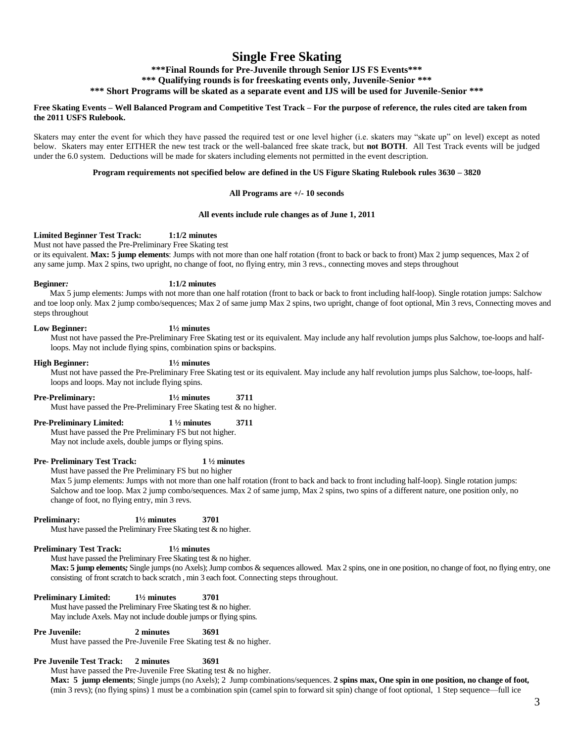# Single Free Skating

**\*\*\*Final Rounds for Pre-Juvenile through Senior IJS FS Events\*\*\***

**\*\*\* Qualifying rounds is for freeskating events only, Juvenile-Senior \*\*\***

**\*\*\* Short Programs will be skated as a separate event and IJS will be used for Juvenile-Senior \*\*\***

**Free Skating Events – Well Balanced Program and Competitive Test Track – For the purpose of reference, the rules cited are taken from the 2011 USFS Rulebook.**

Skaters may enter the event for which they have passed the required test or one level higher (i.e. skaters may "skate up" on level) except as noted below. Skaters may enter EITHER the new test track or the well-balanced free skate track, but **not BOTH**. All Test Track events will be judged under the 6.0 system. Deductions will be made for skaters including elements not permitted in the event description.

**Program requirements not specified below are defined in the US Figure Skating Rulebook rules 3630 – 3820**

**All Programs are +/- 10 seconds**

**All events include rule changes as of June 1, 2011**

**Limited Beginner Test Track: 1:1/2 minutes**
Must not have passed the Pre-Preliminary Free Skating test or its equivalent. **Max: 5 jump elements**: Jumps with not more than one half rotation (front to back or back to front) Max 2 jump sequences, Max 2 of any same jump. Max 2 spins, two upright, no change of foot, no flying entry, min 3 revs., connecting moves and steps throughout

**Beginner*:* 1:1/2 minutes**
Max 5 jump elements: Jumps with not more than one half rotation (front to back or back to front including half-loop). Single rotation jumps: Salchow and toe loop only. Max 2 jump combo/sequences; Max 2 of same jump Max 2 spins, two upright, change of foot optional, Min 3 revs, Connecting moves and steps throughout

**Low Beginner: 1½ minutes**
Must not have passed the Pre-Preliminary Free Skating test or its equivalent. May include any half revolution jumps plus Salchow, toe-loops and half-loops. May not include flying spins, combination spins or backspins.

**High Beginner: 1½ minutes**
Must not have passed the Pre-Preliminary Free Skating test or its equivalent. May include any half revolution jumps plus Salchow, toe-loops, half-loops and loops. May not include flying spins.

**Pre-Preliminary: 1½ minutes 3711**
Must have passed the Pre-Preliminary Free Skating test & no higher.

**Pre-Preliminary Limited: 1 ½ minutes 3711**
Must have passed the Pre Preliminary FS but not higher.
May not include axels, double jumps or flying spins.

**Pre- Preliminary Test Track: 1 ½ minutes**
Must have passed the Pre Preliminary FS but no higher
Max 5 jump elements: Jumps with not more than one half rotation (front to back and back to front including half-loop). Single rotation jumps: Salchow and toe loop. Max 2 jump combo/sequences. Max 2 of same jump, Max 2 spins, two spins of a different nature, one position only, no change of foot, no flying entry, min 3 revs.

**Preliminary: 1½ minutes 3701**
Must have passed the Preliminary Free Skating test & no higher.

**Preliminary Test Track: 1½ minutes**
Must have passed the Preliminary Free Skating test & no higher.
**Max: 5 jump elements*;*** Single jumps (no Axels); Jump combos & sequences allowed. Max 2 spins, one in one position, no change of foot, no flying entry, one consisting of front scratch to back scratch , min 3 each foot. Connecting steps throughout.

**Preliminary Limited: 1½ minutes 3701**
Must have passed the Preliminary Free Skating test & no higher.
May include Axels. May not include double jumps or flying spins.

**Pre Juvenile: 2 minutes 3691**
Must have passed the Pre-Juvenile Free Skating test & no higher.

**Pre Juvenile Test Track: 2 minutes 3691**
Must have passed the Pre-Juvenile Free Skating test & no higher.
**Max: 5 jump elements**; Single jumps (no Axels); 2 Jump combinations/sequences. **2 spins max, One spin in one position, no change of foot,** (min 3 revs); (no flying spins) 1 must be a combination spin (camel spin to forward sit spin) change of foot optional, 1 Step sequence—full ice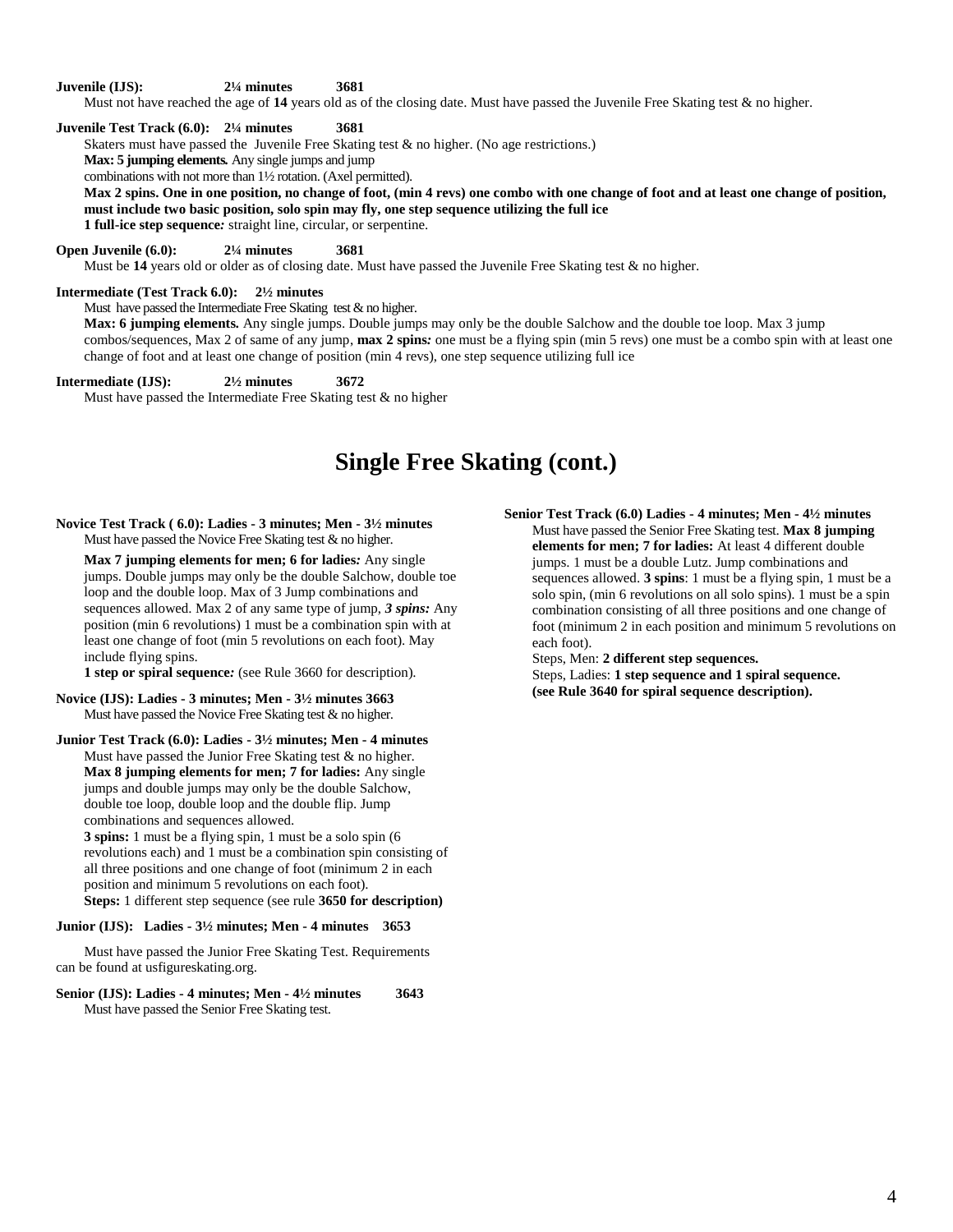**Juvenile (IJS): 2¼ minutes 3681**

Must not have reached the age of **14** years old as of the closing date. Must have passed the Juvenile Free Skating test & no higher.

**Juvenile Test Track (6.0): 2¼ minutes 3681**

Skaters must have passed the Juvenile Free Skating test & no higher. (No age restrictions.)

**Max: 5 jumping elements.** Any single jumps and jump combinations with not more than 1½ rotation. (Axel permitted).

**Max 2 spins. One in one position, no change of foot, (min 4 revs) one combo with one change of foot and at least one change of position, must include two basic position, solo spin may fly, one step sequence utilizing the full ice**

**1 full-ice step sequence***:* straight line, circular, or serpentine.

**Open Juvenile (6.0): 2¼ minutes 3681**

Must be **14** years old or older as of closing date. Must have passed the Juvenile Free Skating test & no higher.

**Intermediate (Test Track 6.0): 2½ minutes**

Must have passed the Intermediate Free Skating test & no higher.

**Max: 6 jumping elements.** Any single jumps. Double jumps may only be the double Salchow and the double toe loop. Max 3 jump combos/sequences, Max 2 of same of any jump, **max 2 spins***:* one must be a flying spin (min 5 revs) one must be a combo spin with at least one change of foot and at least one change of position (min 4 revs), one step sequence utilizing full ice

**Intermediate (IJS): 2½ minutes 3672**

Must have passed the Intermediate Free Skating test & no higher

# Single Free Skating (cont.)

**Novice Test Track ( 6.0): Ladies - 3 minutes; Men - 3½ minutes**

Must have passed the Novice Free Skating test & no higher.

**Max 7 jumping elements for men; 6 for ladies***:* Any single jumps. Double jumps may only be the double Salchow, double toe loop and the double loop. Max of 3 Jump combinations and sequences allowed. Max 2 of any same type of jump*, **3 spins:*** Any position (min 6 revolutions) 1 must be a combination spin with at least one change of foot (min 5 revolutions on each foot). May include flying spins.

**1 step or spiral sequence***:* (see Rule 3660 for description).

**Novice (IJS): Ladies - 3 minutes; Men - 3½ minutes 3663**

Must have passed the Novice Free Skating test & no higher.

**Junior Test Track (6.0): Ladies - 3½ minutes; Men - 4 minutes**

Must have passed the Junior Free Skating test & no higher. **Max 8 jumping elements for men; 7 for ladies:** Any single jumps and double jumps may only be the double Salchow, double toe loop, double loop and the double flip. Jump combinations and sequences allowed.

**3 spins:** 1 must be a flying spin, 1 must be a solo spin (6 revolutions each) and 1 must be a combination spin consisting of all three positions and one change of foot (minimum 2 in each position and minimum 5 revolutions on each foot).

**Steps:** 1 different step sequence (see rule **3650 for description)**

**Junior (IJS): Ladies - 3½ minutes; Men - 4 minutes 3653**

Must have passed the Junior Free Skating Test. Requirements can be found at usfigureskating.org.

**Senior (IJS): Ladies - 4 minutes; Men - 4½ minutes 3643**

Must have passed the Senior Free Skating test.

**Senior Test Track (6.0) Ladies - 4 minutes; Men - 4½ minutes**

Must have passed the Senior Free Skating test. **Max 8 jumping elements for men; 7 for ladies:** At least 4 different double jumps. 1 must be a double Lutz. Jump combinations and sequences allowed. **3 spins**: 1 must be a flying spin, 1 must be a solo spin, (min 6 revolutions on all solo spins). 1 must be a spin combination consisting of all three positions and one change of foot (minimum 2 in each position and minimum 5 revolutions on each foot).

Steps, Men: **2 different step sequences.**

Steps, Ladies: **1 step sequence and 1 spiral sequence. (see Rule 3640 for spiral sequence description).**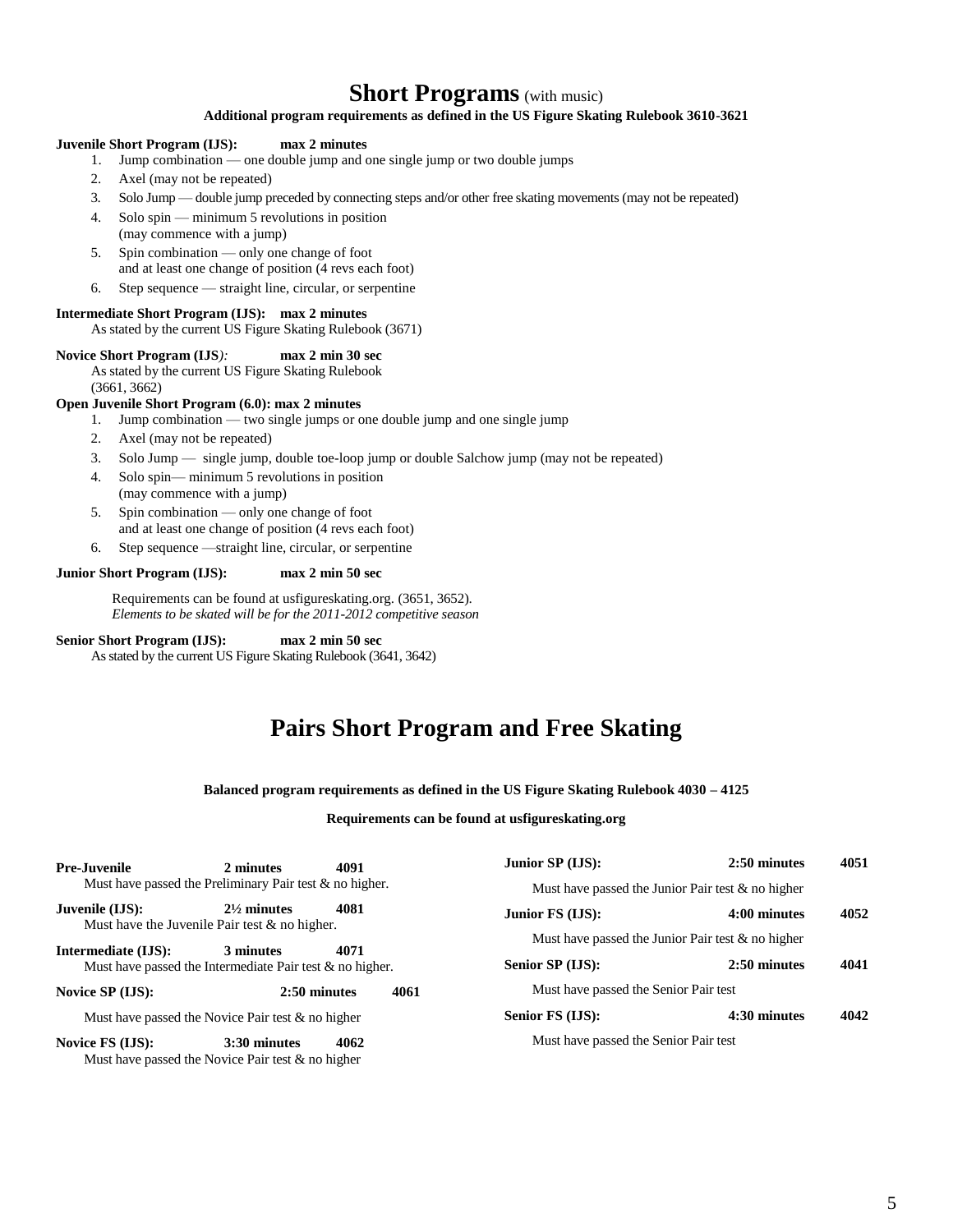# Short Programs (with music)

**Additional program requirements as defined in the US Figure Skating Rulebook 3610-3621**

**Juvenile Short Program (IJS): max 2 minutes**

1. Jump combination — one double jump and one single jump or two double jumps
2. Axel (may not be repeated)
3. Solo Jump — double jump preceded by connecting steps and/or other free skating movements (may not be repeated)
4. Solo spin — minimum 5 revolutions in position (may commence with a jump)
5. Spin combination — only one change of foot and at least one change of position (4 revs each foot)
6. Step sequence — straight line, circular, or serpentine

**Intermediate Short Program (IJS): max 2 minutes**

As stated by the current US Figure Skating Rulebook (3671)

**Novice Short Program (IJS*):* max 2 min 30 sec**

As stated by the current US Figure Skating Rulebook (3661, 3662)

**Open Juvenile Short Program (6.0): max 2 minutes**

1. Jump combination — two single jumps or one double jump and one single jump
2. Axel (may not be repeated)
3. Solo Jump — single jump, double toe-loop jump or double Salchow jump (may not be repeated)
4. Solo spin— minimum 5 revolutions in position (may commence with a jump)
5. Spin combination — only one change of foot and at least one change of position (4 revs each foot)
6. Step sequence —straight line, circular, or serpentine

**Junior Short Program (IJS): max 2 min 50 sec**

Requirements can be found at usfigureskating.org. (3651, 3652).
*Elements to be skated will be for the 2011-2012 competitive season*

**Senior Short Program (IJS): max 2 min 50 sec**

As stated by the current US Figure Skating Rulebook (3641, 3642)

# Pairs Short Program and Free Skating

**Balanced program requirements as defined in the US Figure Skating Rulebook 4030 – 4125**

**Requirements can be found at usfigureskating.org**

**Pre-Juvenile** — **2 minutes** — **4091**
Must have passed the Preliminary Pair test & no higher.

**Juvenile (IJS):** — **2½ minutes** — **4081**
Must have the Juvenile Pair test & no higher.

**Intermediate (IJS):** — **3 minutes** — **4071**
Must have passed the Intermediate Pair test & no higher.

**Novice SP (IJS):** — **2:50 minutes** — **4061**
Must have passed the Novice Pair test & no higher

**Novice FS (IJS):** — **3:30 minutes** — **4062**
Must have passed the Novice Pair test & no higher

**Junior SP (IJS):** — **2:50 minutes** — **4051**
Must have passed the Junior Pair test & no higher

**Junior FS (IJS):** — **4:00 minutes** — **4052**
Must have passed the Junior Pair test & no higher

**Senior SP (IJS):** — **2:50 minutes** — **4041**
Must have passed the Senior Pair test

**Senior FS (IJS):** — **4:30 minutes** — **4042**
Must have passed the Senior Pair test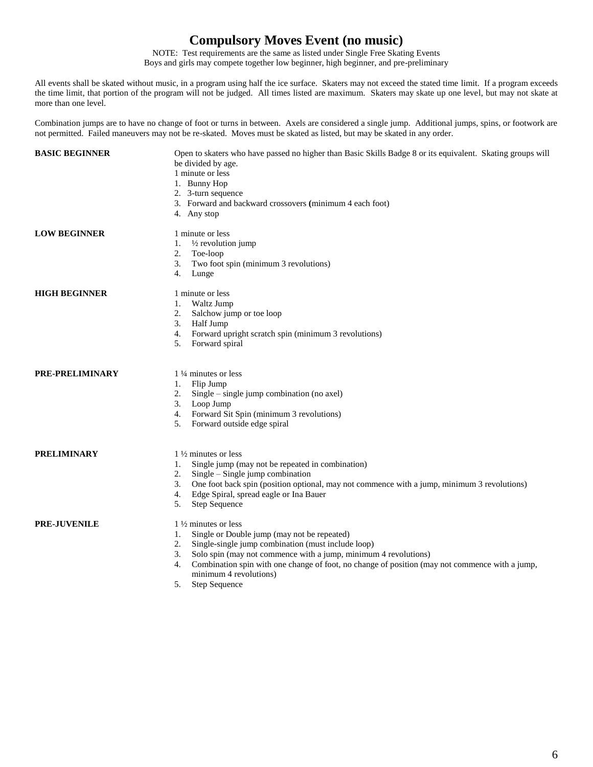# Compulsory Moves Event (no music)

NOTE: Test requirements are the same as listed under Single Free Skating Events
Boys and girls may compete together low beginner, high beginner, and pre-preliminary

All events shall be skated without music, in a program using half the ice surface. Skaters may not exceed the stated time limit. If a program exceeds the time limit, that portion of the program will not be judged. All times listed are maximum. Skaters may skate up one level, but may not skate at more than one level.

Combination jumps are to have no change of foot or turns in between. Axels are considered a single jump. Additional jumps, spins, or footwork are not permitted. Failed maneuvers may not be re-skated. Moves must be skated as listed, but may be skated in any order.

**BASIC BEGINNER**

Open to skaters who have passed no higher than Basic Skills Badge 8 or its equivalent. Skating groups will be divided by age.

1 minute or less

1. Bunny Hop
2. 3-turn sequence
3. Forward and backward crossovers (minimum 4 each foot)
4. Any stop

**LOW BEGINNER**

1 minute or less

1. ½ revolution jump
2. Toe-loop
3. Two foot spin (minimum 3 revolutions)
4. Lunge

**HIGH BEGINNER**

1 minute or less

1. Waltz Jump
2. Salchow jump or toe loop
3. Half Jump
4. Forward upright scratch spin (minimum 3 revolutions)
5. Forward spiral

**PRE-PRELIMINARY**

1 ¼ minutes or less

1. Flip Jump
2. Single – single jump combination (no axel)
3. Loop Jump
4. Forward Sit Spin (minimum 3 revolutions)
5. Forward outside edge spiral

**PRELIMINARY**

1 ½ minutes or less

1. Single jump (may not be repeated in combination)
2. Single – Single jump combination
3. One foot back spin (position optional, may not commence with a jump, minimum 3 revolutions)
4. Edge Spiral, spread eagle or Ina Bauer
5. Step Sequence

**PRE-JUVENILE**

1 ½ minutes or less

1. Single or Double jump (may not be repeated)
2. Single-single jump combination (must include loop)
3. Solo spin (may not commence with a jump, minimum 4 revolutions)
4. Combination spin with one change of foot, no change of position (may not commence with a jump, minimum 4 revolutions)
5. Step Sequence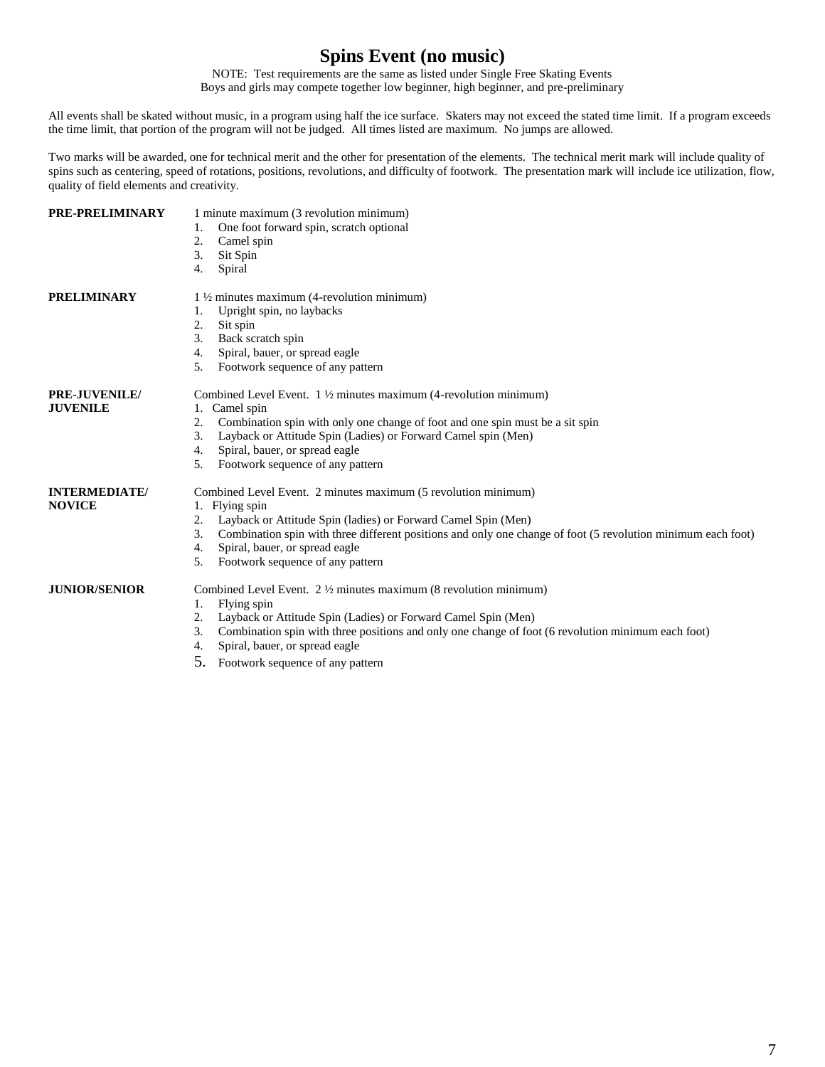# Spins Event (no music)

NOTE: Test requirements are the same as listed under Single Free Skating Events
Boys and girls may compete together low beginner, high beginner, and pre-preliminary

All events shall be skated without music, in a program using half the ice surface. Skaters may not exceed the stated time limit. If a program exceeds the time limit, that portion of the program will not be judged. All times listed are maximum. No jumps are allowed.

Two marks will be awarded, one for technical merit and the other for presentation of the elements. The technical merit mark will include quality of spins such as centering, speed of rotations, positions, revolutions, and difficulty of footwork. The presentation mark will include ice utilization, flow, quality of field elements and creativity.

**PRE-PRELIMINARY**

1 minute maximum (3 revolution minimum)

1. One foot forward spin, scratch optional
2. Camel spin
3. Sit Spin
4. Spiral

**PRELIMINARY**

1 ½ minutes maximum (4-revolution minimum)

1. Upright spin, no laybacks
2. Sit spin
3. Back scratch spin
4. Spiral, bauer, or spread eagle
5. Footwork sequence of any pattern

**PRE-JUVENILE/ JUVENILE**

Combined Level Event. 1 ½ minutes maximum (4-revolution minimum)

1. Camel spin
2. Combination spin with only one change of foot and one spin must be a sit spin
3. Layback or Attitude Spin (Ladies) or Forward Camel spin (Men)
4. Spiral, bauer, or spread eagle
5. Footwork sequence of any pattern

**INTERMEDIATE/ NOVICE**

Combined Level Event. 2 minutes maximum (5 revolution minimum)

1. Flying spin
2. Layback or Attitude Spin (ladies) or Forward Camel Spin (Men)
3. Combination spin with three different positions and only one change of foot (5 revolution minimum each foot)
4. Spiral, bauer, or spread eagle
5. Footwork sequence of any pattern

**JUNIOR/SENIOR**

Combined Level Event. 2 ½ minutes maximum (8 revolution minimum)

1. Flying spin
2. Layback or Attitude Spin (Ladies) or Forward Camel Spin (Men)
3. Combination spin with three positions and only one change of foot (6 revolution minimum each foot)
4. Spiral, bauer, or spread eagle
5. Footwork sequence of any pattern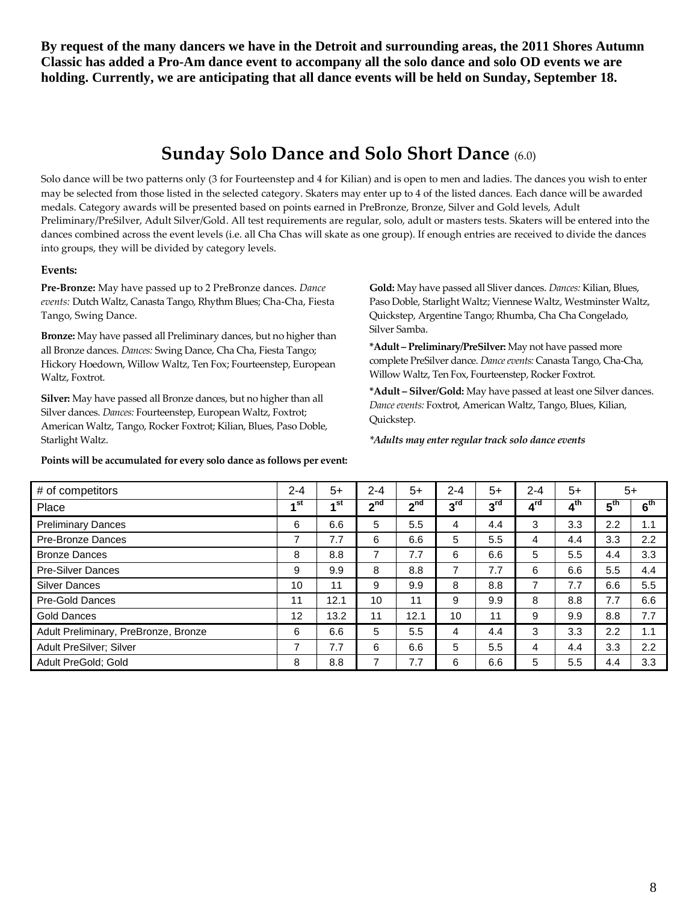**By request of the many dancers we have in the Detroit and surrounding areas, the 2011 Shores Autumn Classic has added a Pro-Am dance event to accompany all the solo dance and solo OD events we are holding. Currently, we are anticipating that all dance events will be held on Sunday, September 18.**

## Sunday Solo Dance and Solo Short Dance (6.0)

Solo dance will be two patterns only (3 for Fourteenstep and 4 for Kilian) and is open to men and ladies. The dances you wish to enter may be selected from those listed in the selected category. Skaters may enter up to 4 of the listed dances. Each dance will be awarded medals. Category awards will be presented based on points earned in PreBronze, Bronze, Silver and Gold levels, Adult Preliminary/PreSilver, Adult Silver/Gold. All test requirements are regular, solo, adult or masters tests. Skaters will be entered into the dances combined across the event levels (i.e. all Cha Chas will skate as one group). If enough entries are received to divide the dances into groups, they will be divided by category levels.

**Events:**

**Pre-Bronze:** May have passed up to 2 PreBronze dances. *Dance events:* Dutch Waltz, Canasta Tango, Rhythm Blues; Cha-Cha, Fiesta Tango, Swing Dance.

**Bronze:** May have passed all Preliminary dances, but no higher than all Bronze dances. *Dances:* Swing Dance, Cha Cha, Fiesta Tango; Hickory Hoedown, Willow Waltz, Ten Fox; Fourteenstep, European Waltz, Foxtrot.

**Silver:** May have passed all Bronze dances, but no higher than all Silver dances. *Dances:* Fourteenstep, European Waltz, Foxtrot; American Waltz, Tango, Rocker Foxtrot; Kilian, Blues, Paso Doble, Starlight Waltz.

**Gold:** May have passed all Sliver dances. *Dances:* Kilian, Blues, Paso Doble, Starlight Waltz; Viennese Waltz, Westminster Waltz, Quickstep, Argentine Tango; Rhumba, Cha Cha Congelado, Silver Samba.

**\*Adult – Preliminary/PreSilver:** May not have passed more complete PreSilver dance. *Dance events:* Canasta Tango, Cha-Cha, Willow Waltz, Ten Fox, Fourteenstep, Rocker Foxtrot.

**\*Adult – Silver/Gold:** May have passed at least one Silver dances. *Dance events:* Foxtrot, American Waltz, Tango, Blues, Kilian, Quickstep.

***Adults may enter regular track solo dance events***

**Points will be accumulated for every solo dance as follows per event:**

| # of competitors | 2-4 | 5+ | 2-4 | 5+ | 2-4 | 5+ | 2-4 | 5+ | 5+ | |
|---|---|---|---|---|---|---|---|---|---|---|
| Place | 1st | 1st | 2nd | 2nd | 3rd | 3rd | 4rd | 4th | 5th | 6th |
| Preliminary Dances | 6 | 6.6 | 5 | 5.5 | 4 | 4.4 | 3 | 3.3 | 2.2 | 1.1 |
| Pre-Bronze Dances | 7 | 7.7 | 6 | 6.6 | 5 | 5.5 | 4 | 4.4 | 3.3 | 2.2 |
| Bronze Dances | 8 | 8.8 | 7 | 7.7 | 6 | 6.6 | 5 | 5.5 | 4.4 | 3.3 |
| Pre-Silver Dances | 9 | 9.9 | 8 | 8.8 | 7 | 7.7 | 6 | 6.6 | 5.5 | 4.4 |
| Silver Dances | 10 | 11 | 9 | 9.9 | 8 | 8.8 | 7 | 7.7 | 6.6 | 5.5 |
| Pre-Gold Dances | 11 | 12.1 | 10 | 11 | 9 | 9.9 | 8 | 8.8 | 7.7 | 6.6 |
| Gold Dances | 12 | 13.2 | 11 | 12.1 | 10 | 11 | 9 | 9.9 | 8.8 | 7.7 |
| Adult Preliminary, PreBronze, Bronze | 6 | 6.6 | 5 | 5.5 | 4 | 4.4 | 3 | 3.3 | 2.2 | 1.1 |
| Adult PreSilver; Silver | 7 | 7.7 | 6 | 6.6 | 5 | 5.5 | 4 | 4.4 | 3.3 | 2.2 |
| Adult PreGold; Gold | 8 | 8.8 | 7 | 7.7 | 6 | 6.6 | 5 | 5.5 | 4.4 | 3.3 |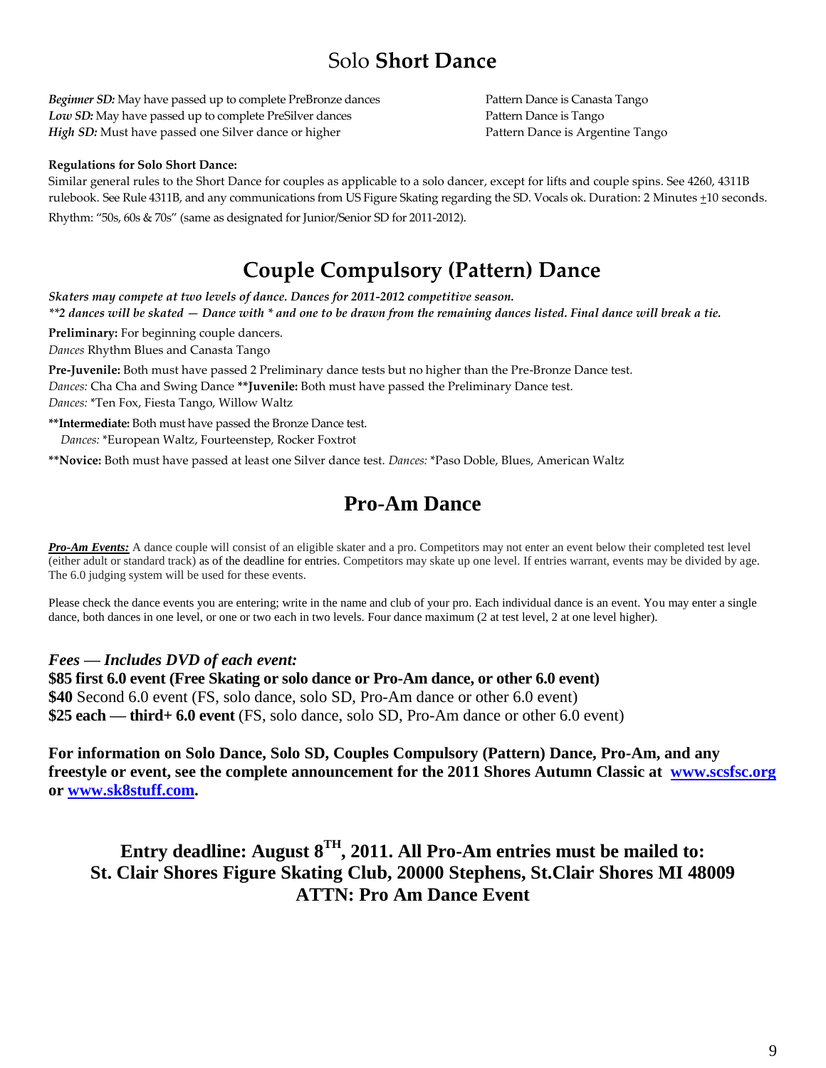# Solo **Short Dance**

***Beginner SD:*** May have passed up to complete PreBronze dances — Pattern Dance is Canasta Tango
***Low SD:*** May have passed up to complete PreSilver dances — Pattern Dance is Tango
***High SD:*** Must have passed one Silver dance or higher — Pattern Dance is Argentine Tango

**Regulations for Solo Short Dance:**
Similar general rules to the Short Dance for couples as applicable to a solo dancer, except for lifts and couple spins. See 4260, 4311B rulebook. See Rule 4311B, and any communications from US Figure Skating regarding the SD. Vocals ok. Duration: 2 Minutes ±10 seconds.
Rhythm: "50s, 60s & 70s" (same as designated for Junior/Senior SD for 2011-2012).

# Couple Compulsory (Pattern) Dance

***Skaters may compete at two levels of dance. Dances for 2011-2012 competitive season.***
***\*\*2 dances will be skated — Dance with \* and one to be drawn from the remaining dances listed. Final dance will break a tie.***

**Preliminary:** For beginning couple dancers.
*Dances* Rhythm Blues and Canasta Tango

**Pre-Juvenile:** Both must have passed 2 Preliminary dance tests but no higher than the Pre-Bronze Dance test.
*Dances:* Cha Cha and Swing Dance

**\*\*Juvenile:** Both must have passed the Preliminary Dance test.
*Dances:* \*Ten Fox, Fiesta Tango, Willow Waltz

**\*\*Intermediate:** Both must have passed the Bronze Dance test.
*Dances:* \*European Waltz, Fourteenstep, Rocker Foxtrot

**\*\*Novice:** Both must have passed at least one Silver dance test. *Dances:* \*Paso Doble, Blues, American Waltz

# Pro-Am Dance

***Pro-Am Events:*** A dance couple will consist of an eligible skater and a pro. Competitors may not enter an event below their completed test level (either adult or standard track) as of the deadline for entries. Competitors may skate up one level. If entries warrant, events may be divided by age. The 6.0 judging system will be used for these events.

Please check the dance events you are entering; write in the name and club of your pro. Each individual dance is an event. You may enter a single dance, both dances in one level, or one or two each in two levels. Four dance maximum (2 at test level, 2 at one level higher).

***Fees — Includes DVD of each event:***
**$85 first 6.0 event (Free Skating or solo dance or Pro-Am dance, or other 6.0 event)**
**$40** Second 6.0 event (FS, solo dance, solo SD, Pro-Am dance or other 6.0 event)
**$25 each — third+ 6.0 event** (FS, solo dance, solo SD, Pro-Am dance or other 6.0 event)

**For information on Solo Dance, Solo SD, Couples Compulsory (Pattern) Dance, Pro-Am, and any freestyle or event, see the complete announcement for the 2011 Shores Autumn Classic at www.scsfsc.org or www.sk8stuff.com.**

**Entry deadline: August 8TH, 2011. All Pro-Am entries must be mailed to:**
**St. Clair Shores Figure Skating Club, 20000 Stephens, St.Clair Shores MI 48009**
**ATTN: Pro Am Dance Event**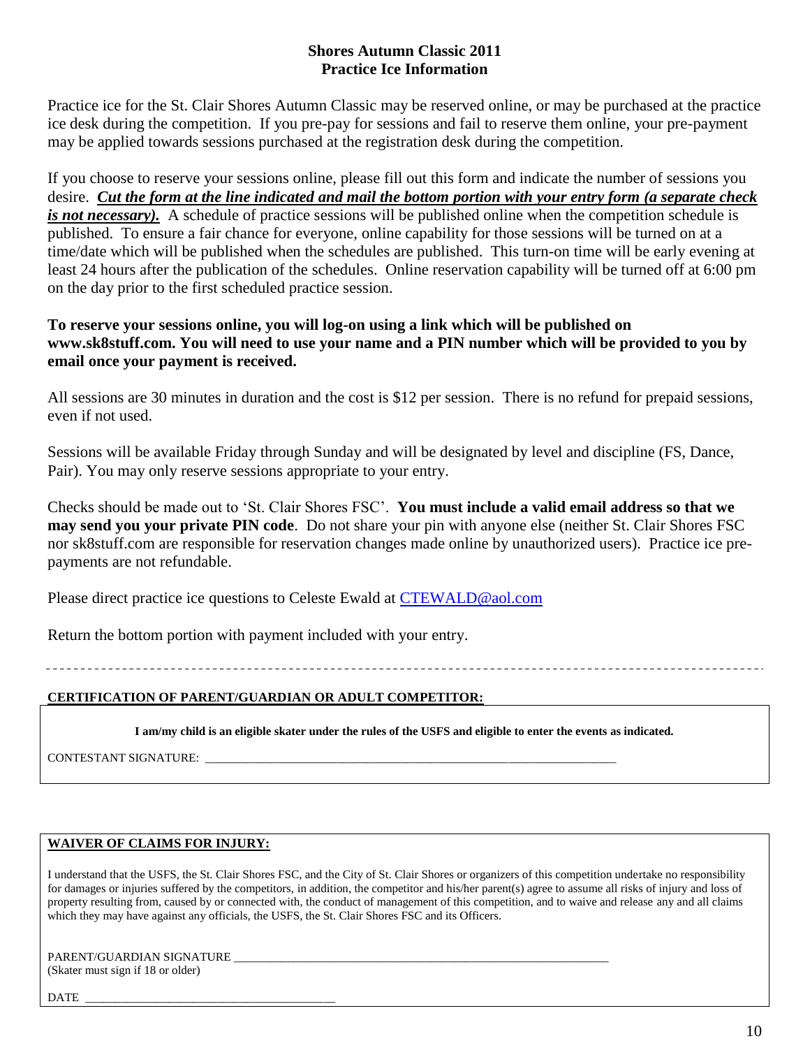## Shores Autumn Classic 2011
## Practice Ice Information

Practice ice for the St. Clair Shores Autumn Classic may be reserved online, or may be purchased at the practice ice desk during the competition. If you pre-pay for sessions and fail to reserve them online, your pre-payment may be applied towards sessions purchased at the registration desk during the competition.

If you choose to reserve your sessions online, please fill out this form and indicate the number of sessions you desire. ***Cut the form at the line indicated and mail the bottom portion with your entry form (a separate check is not necessary).*** A schedule of practice sessions will be published online when the competition schedule is published. To ensure a fair chance for everyone, online capability for those sessions will be turned on at a time/date which will be published when the schedules are published. This turn-on time will be early evening at least 24 hours after the publication of the schedules. Online reservation capability will be turned off at 6:00 pm on the day prior to the first scheduled practice session.

**To reserve your sessions online, you will log-on using a link which will be published on www.sk8stuff.com. You will need to use your name and a PIN number which will be provided to you by email once your payment is received.**

All sessions are 30 minutes in duration and the cost is $12 per session. There is no refund for prepaid sessions, even if not used.

Sessions will be available Friday through Sunday and will be designated by level and discipline (FS, Dance, Pair). You may only reserve sessions appropriate to your entry.

Checks should be made out to 'St. Clair Shores FSC'. **You must include a valid email address so that we may send you your private PIN code**. Do not share your pin with anyone else (neither St. Clair Shores FSC nor sk8stuff.com are responsible for reservation changes made online by unauthorized users). Practice ice pre-payments are not refundable.

Please direct practice ice questions to Celeste Ewald at CTEWALD@aol.com

Return the bottom portion with payment included with your entry.

---

**CERTIFICATION OF PARENT/GUARDIAN OR ADULT COMPETITOR:**

**I am/my child is an eligible skater under the rules of the USFS and eligible to enter the events as indicated.**

CONTESTANT SIGNATURE: ____________________________________________________________

**WAIVER OF CLAIMS FOR INJURY:**

I understand that the USFS, the St. Clair Shores FSC, and the City of St. Clair Shores or organizers of this competition undertake no responsibility for damages or injuries suffered by the competitors, in addition, the competitor and his/her parent(s) agree to assume all risks of injury and loss of property resulting from, caused by or connected with, the conduct of management of this competition, and to waive and release any and all claims which they may have against any officials, the USFS, the St. Clair Shores FSC and its Officers.

PARENT/GUARDIAN SIGNATURE ____________________________________________________________
(Skater must sign if 18 or older)

DATE ______________________________________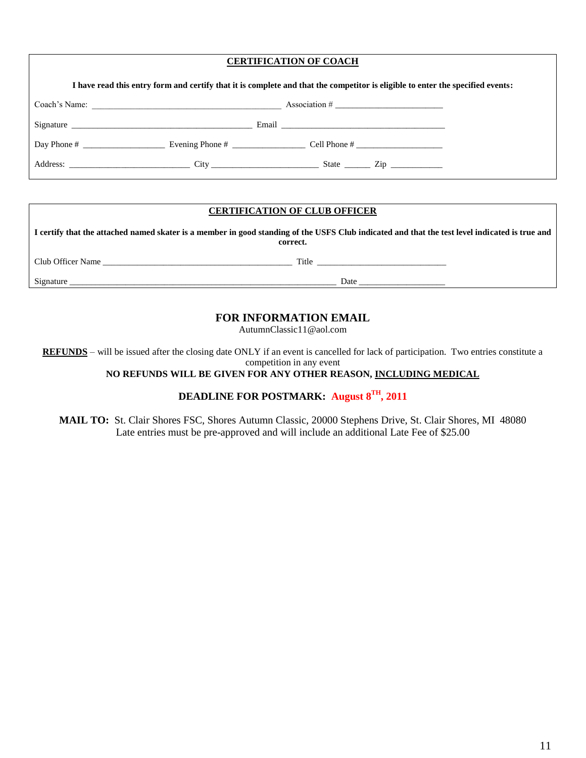## CERTIFICATION OF COACH

**I have read this entry form and certify that it is complete and that the competitor is eligible to enter the specified events:**

Coach's Name: ___________________________________________ Association # ________________________

Signature _________________________________________ Email ______________________________________

Day Phone # ___________________ Evening Phone # ________________ Cell Phone # ____________________

Address: ____________________________ City ________________________ State ______ Zip ____________

## CERTIFICATION OF CLUB OFFICER

**I certify that the attached named skater is a member in good standing of the USFS Club indicated and that the test level indicated is true and correct.**

Club Officer Name ____________________________________________ Title ______________________________

Signature ______________________________________________________________ Date ____________________

## FOR INFORMATION EMAIL

AutumnClassic11@aol.com

**REFUNDS** – will be issued after the closing date ONLY if an event is cancelled for lack of participation. Two entries constitute a competition in any event

**NO REFUNDS WILL BE GIVEN FOR ANY OTHER REASON, INCLUDING MEDICAL**

**DEADLINE FOR POSTMARK: August 8TH, 2011**

**MAIL TO:** St. Clair Shores FSC, Shores Autumn Classic, 20000 Stephens Drive, St. Clair Shores, MI 48080
Late entries must be pre-approved and will include an additional Late Fee of $25.00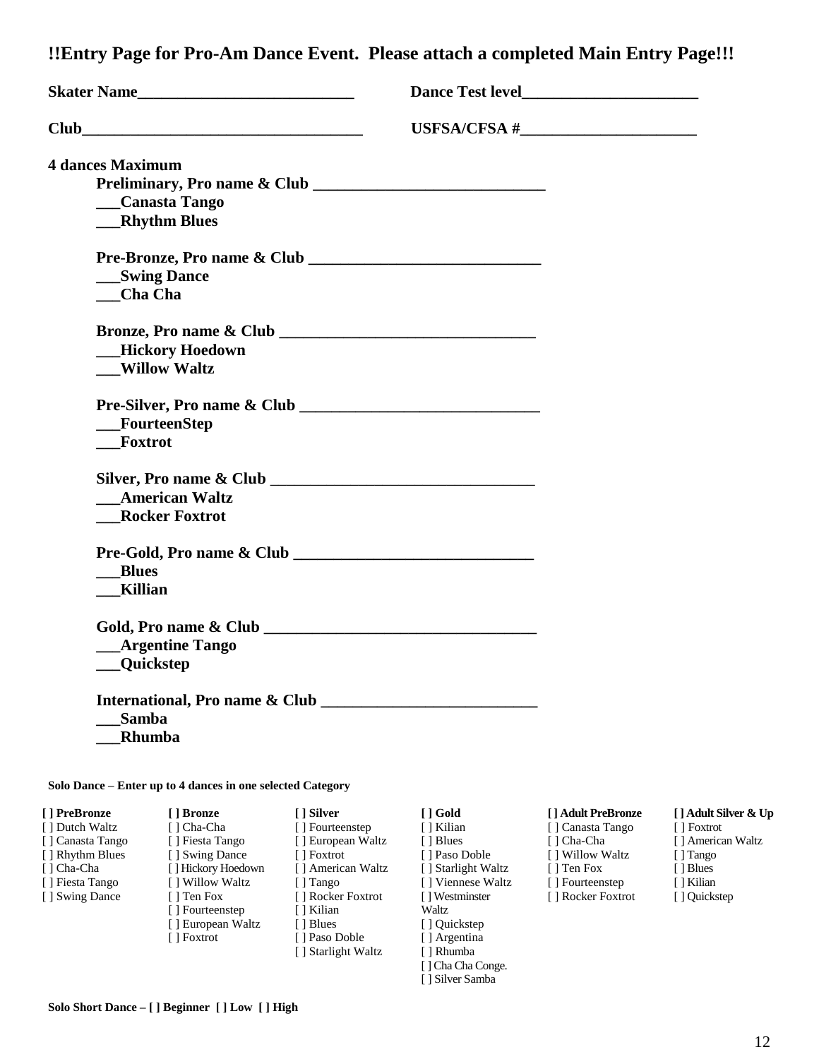## !!Entry Page for Pro-Am Dance Event. Please attach a completed Main Entry Page!!!

**Skater Name___________________________** **Dance Test level_____________________**

**Club__________________________________** **USFSA/CFSA #_____________________**

**4 dances Maximum**

**Preliminary, Pro name & Club _____________________________**

**___Canasta Tango**

**___Rhythm Blues**

**Pre-Bronze, Pro name & Club _____________________________**

**___Swing Dance**

**___Cha Cha**

**Bronze, Pro name & Club ________________________________**

**___Hickory Hoedown**

**___Willow Waltz**

**Pre-Silver, Pro name & Club ______________________________**

**___FourteenStep**

**___Foxtrot**

**Silver, Pro name & Club** _________________________________

**___American Waltz**

**___Rocker Foxtrot**

**Pre-Gold, Pro name & Club ______________________________**

**___Blues**

**___Killian**

**Gold, Pro name & Club _________________________________**

**___Argentine Tango**

**___Quickstep**

**International, Pro name & Club ___________________________**

**___Samba**

**___Rhumba**

**Solo Dance – Enter up to 4 dances in one selected Category**

| **[ ] PreBronze** | **[ ] Bronze** | **[ ] Silver** | **[ ] Gold** | **[ ] Adult PreBronze** | **[ ] Adult Silver & Up** |
|---|---|---|---|---|---|
| [ ] Dutch Waltz | [ ] Cha-Cha | [ ] Fourteenstep | [ ] Kilian | [ ] Canasta Tango | [ ] Foxtrot |
| [ ] Canasta Tango | [ ] Fiesta Tango | [ ] European Waltz | [ ] Blues | [ ] Cha-Cha | [ ] American Waltz |
| [ ] Rhythm Blues | [ ] Swing Dance | [ ] Foxtrot | [ ] Paso Doble | [ ] Willow Waltz | [ ] Tango |
| [ ] Cha-Cha | [ ] Hickory Hoedown | [ ] American Waltz | [ ] Starlight Waltz | [ ] Ten Fox | [ ] Blues |
| [ ] Fiesta Tango | [ ] Willow Waltz | [ ] Tango | [ ] Viennese Waltz | [ ] Fourteenstep | [ ] Kilian |
| [ ] Swing Dance | [ ] Ten Fox | [ ] Rocker Foxtrot | [ ] Westminster Waltz | [ ] Rocker Foxtrot | [ ] Quickstep |
| | [ ] Fourteenstep | [ ] Kilian | [ ] Quickstep | | |
| | [ ] European Waltz | [ ] Blues | [ ] Argentina | | |
| | [ ] Foxtrot | [ ] Paso Doble | [ ] Rhumba | | |
| | | [ ] Starlight Waltz | [ ] Cha Cha Conge. | | |
| | | | [ ] Silver Samba | | |

**Solo Short Dance – [ ] Beginner [ ] Low [ ] High**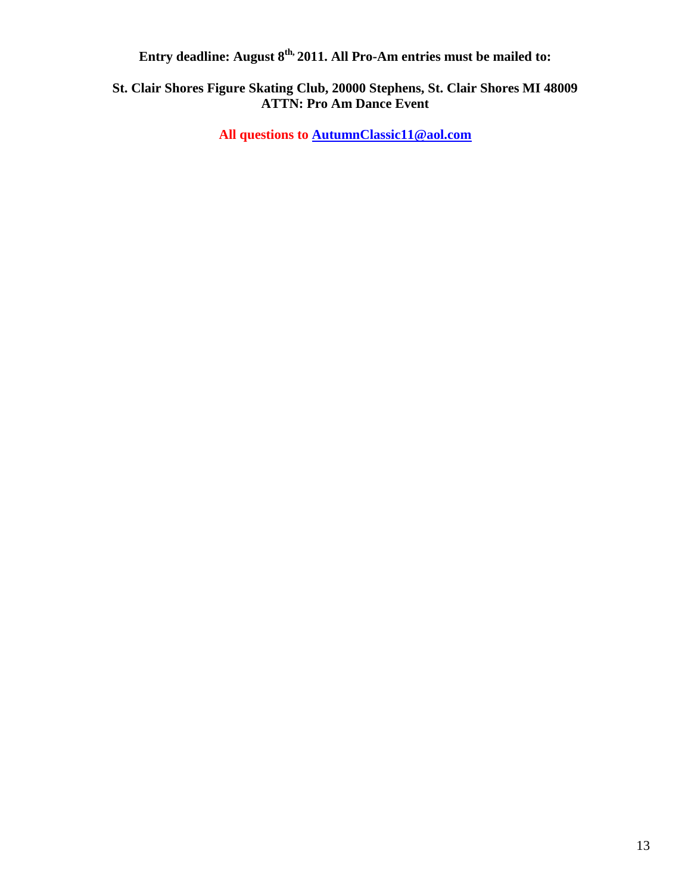**Entry deadline: August 8th, 2011. All Pro-Am entries must be mailed to:**

**St. Clair Shores Figure Skating Club, 20000 Stephens, St. Clair Shores MI 48009**
**ATTN: Pro Am Dance Event**

**All questions to [AutumnClassic11@aol.com](mailto:AutumnClassic11@aol.com)**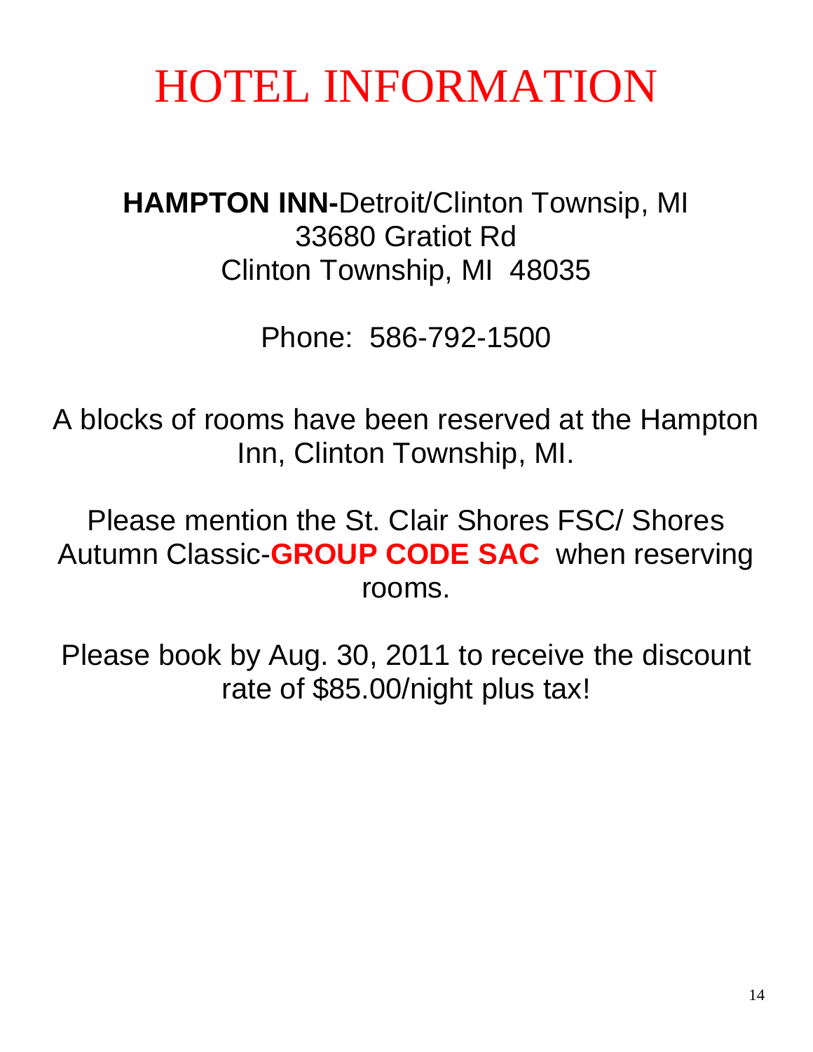# HOTEL INFORMATION

**HAMPTON INN-**Detroit/Clinton Townsip, MI
33680 Gratiot Rd
Clinton Township, MI 48035

Phone: 586-792-1500

A blocks of rooms have been reserved at the Hampton Inn, Clinton Township, MI.

Please mention the St. Clair Shores FSC/ Shores Autumn Classic-**GROUP CODE SAC** when reserving rooms.

Please book by Aug. 30, 2011 to receive the discount rate of $85.00/night plus tax!